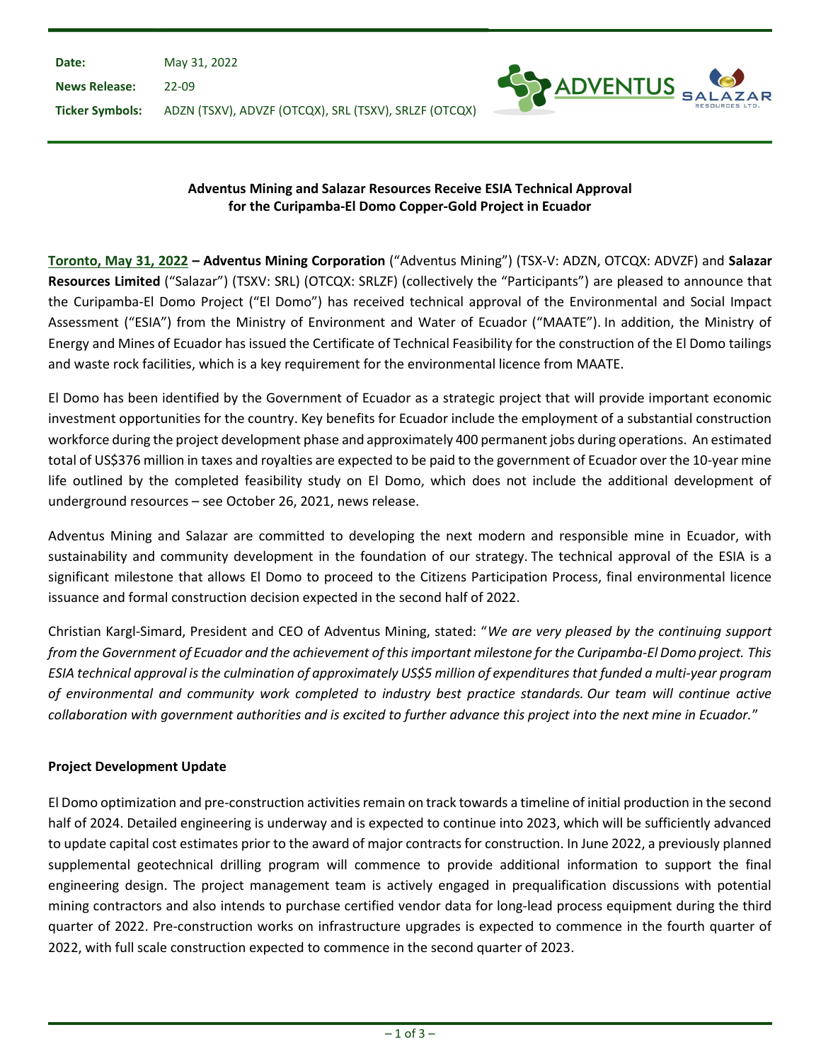| | |
|---|---|
| **Date:** | May 31, 2022 |
| **News Release:** | 22-09 |
| **Ticker Symbols:** | ADZN (TSXV), ADVZF (OTCQX), SRL (TSXV), SRLZF (OTCQX) |

**Adventus Mining and Salazar Resources Receive ESIA Technical Approval for the Curipamba-El Domo Copper-Gold Project in Ecuador**

**Toronto, May 31, 2022 – Adventus Mining Corporation** ("Adventus Mining") (TSX-V: ADZN, OTCQX: ADVZF) and **Salazar Resources Limited** ("Salazar") (TSXV: SRL) (OTCQX: SRLZF) (collectively the "Participants") are pleased to announce that the Curipamba-El Domo Project ("El Domo") has received technical approval of the Environmental and Social Impact Assessment ("ESIA") from the Ministry of Environment and Water of Ecuador ("MAATE"). In addition, the Ministry of Energy and Mines of Ecuador has issued the Certificate of Technical Feasibility for the construction of the El Domo tailings and waste rock facilities, which is a key requirement for the environmental licence from MAATE.

El Domo has been identified by the Government of Ecuador as a strategic project that will provide important economic investment opportunities for the country. Key benefits for Ecuador include the employment of a substantial construction workforce during the project development phase and approximately 400 permanent jobs during operations. An estimated total of US$376 million in taxes and royalties are expected to be paid to the government of Ecuador over the 10-year mine life outlined by the completed feasibility study on El Domo, which does not include the additional development of underground resources – see October 26, 2021, news release.

Adventus Mining and Salazar are committed to developing the next modern and responsible mine in Ecuador, with sustainability and community development in the foundation of our strategy. The technical approval of the ESIA is a significant milestone that allows El Domo to proceed to the Citizens Participation Process, final environmental licence issuance and formal construction decision expected in the second half of 2022.

Christian Kargl-Simard, President and CEO of Adventus Mining, stated: "*We are very pleased by the continuing support from the Government of Ecuador and the achievement of this important milestone for the Curipamba-El Domo project. This ESIA technical approval is the culmination of approximately US$5 million of expenditures that funded a multi-year program of environmental and community work completed to industry best practice standards. Our team will continue active collaboration with government authorities and is excited to further advance this project into the next mine in Ecuador.*"

**Project Development Update**

El Domo optimization and pre-construction activities remain on track towards a timeline of initial production in the second half of 2024. Detailed engineering is underway and is expected to continue into 2023, which will be sufficiently advanced to update capital cost estimates prior to the award of major contracts for construction. In June 2022, a previously planned supplemental geotechnical drilling program will commence to provide additional information to support the final engineering design. The project management team is actively engaged in prequalification discussions with potential mining contractors and also intends to purchase certified vendor data for long-lead process equipment during the third quarter of 2022. Pre-construction works on infrastructure upgrades is expected to commence in the fourth quarter of 2022, with full scale construction expected to commence in the second quarter of 2023.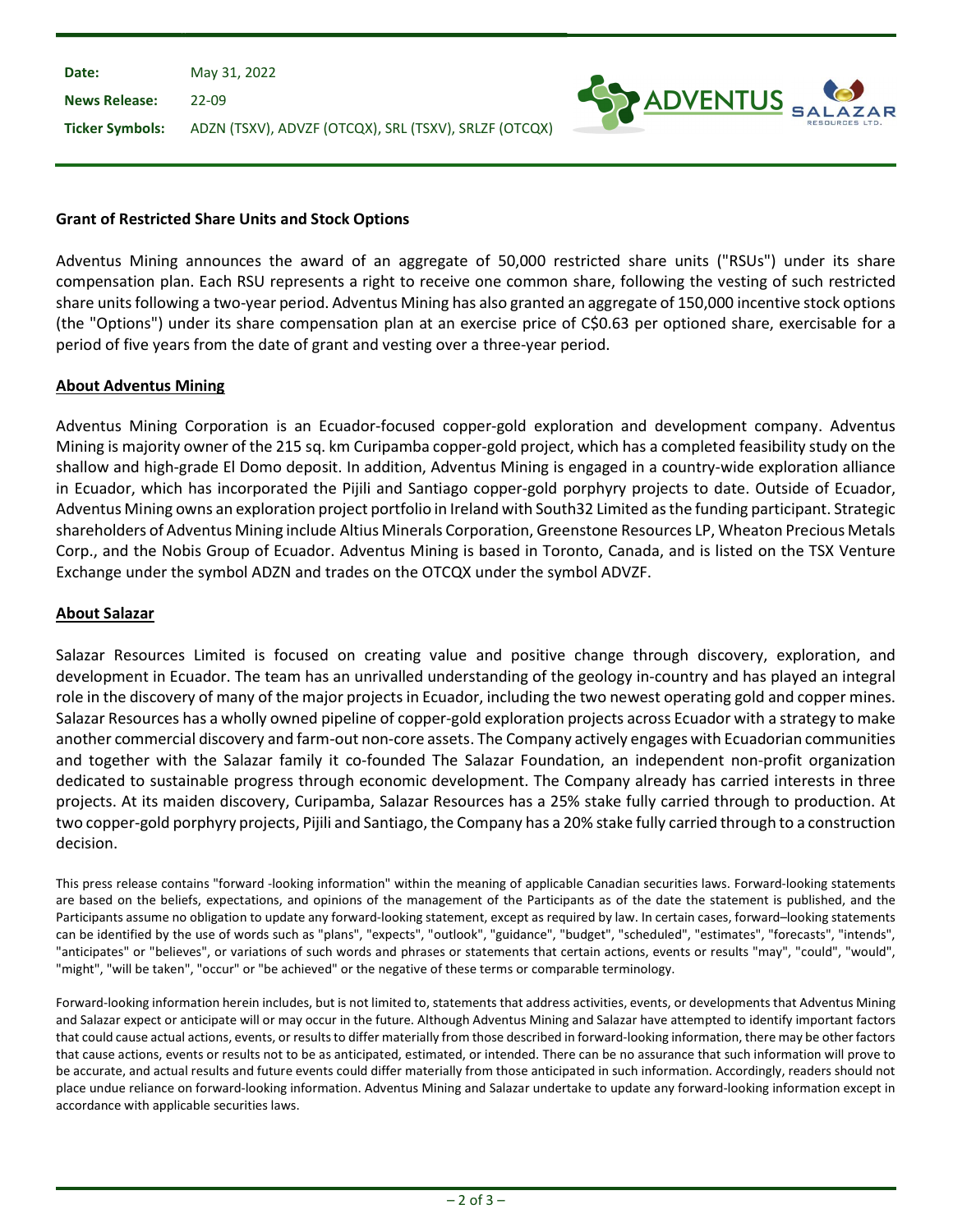| | |
|---|---|
| **Date:** | May 31, 2022 |
| **News Release:** | 22-09 |
| **Ticker Symbols:** | ADZN (TSXV), ADVZF (OTCQX), SRL (TSXV), SRLZF (OTCQX) |

**Grant of Restricted Share Units and Stock Options**

Adventus Mining announces the award of an aggregate of 50,000 restricted share units ("RSUs") under its share compensation plan. Each RSU represents a right to receive one common share, following the vesting of such restricted share units following a two-year period. Adventus Mining has also granted an aggregate of 150,000 incentive stock options (the "Options") under its share compensation plan at an exercise price of C$0.63 per optioned share, exercisable for a period of five years from the date of grant and vesting over a three-year period.

## About Adventus Mining

Adventus Mining Corporation is an Ecuador-focused copper-gold exploration and development company. Adventus Mining is majority owner of the 215 sq. km Curipamba copper-gold project, which has a completed feasibility study on the shallow and high-grade El Domo deposit. In addition, Adventus Mining is engaged in a country-wide exploration alliance in Ecuador, which has incorporated the Pijili and Santiago copper-gold porphyry projects to date. Outside of Ecuador, Adventus Mining owns an exploration project portfolio in Ireland with South32 Limited as the funding participant. Strategic shareholders of Adventus Mining include Altius Minerals Corporation, Greenstone Resources LP, Wheaton Precious Metals Corp., and the Nobis Group of Ecuador. Adventus Mining is based in Toronto, Canada, and is listed on the TSX Venture Exchange under the symbol ADZN and trades on the OTCQX under the symbol ADVZF.

## About Salazar

Salazar Resources Limited is focused on creating value and positive change through discovery, exploration, and development in Ecuador. The team has an unrivalled understanding of the geology in-country and has played an integral role in the discovery of many of the major projects in Ecuador, including the two newest operating gold and copper mines. Salazar Resources has a wholly owned pipeline of copper-gold exploration projects across Ecuador with a strategy to make another commercial discovery and farm-out non-core assets. The Company actively engages with Ecuadorian communities and together with the Salazar family it co-founded The Salazar Foundation, an independent non-profit organization dedicated to sustainable progress through economic development. The Company already has carried interests in three projects. At its maiden discovery, Curipamba, Salazar Resources has a 25% stake fully carried through to production. At two copper-gold porphyry projects, Pijili and Santiago, the Company has a 20% stake fully carried through to a construction decision.

This press release contains "forward -looking information" within the meaning of applicable Canadian securities laws. Forward-looking statements are based on the beliefs, expectations, and opinions of the management of the Participants as of the date the statement is published, and the Participants assume no obligation to update any forward-looking statement, except as required by law. In certain cases, forward–looking statements can be identified by the use of words such as "plans", "expects", "outlook", "guidance", "budget", "scheduled", "estimates", "forecasts", "intends", "anticipates" or "believes", or variations of such words and phrases or statements that certain actions, events or results "may", "could", "would", "might", "will be taken", "occur" or "be achieved" or the negative of these terms or comparable terminology.

Forward-looking information herein includes, but is not limited to, statements that address activities, events, or developments that Adventus Mining and Salazar expect or anticipate will or may occur in the future. Although Adventus Mining and Salazar have attempted to identify important factors that could cause actual actions, events, or results to differ materially from those described in forward-looking information, there may be other factors that cause actions, events or results not to be as anticipated, estimated, or intended. There can be no assurance that such information will prove to be accurate, and actual results and future events could differ materially from those anticipated in such information. Accordingly, readers should not place undue reliance on forward-looking information. Adventus Mining and Salazar undertake to update any forward-looking information except in accordance with applicable securities laws.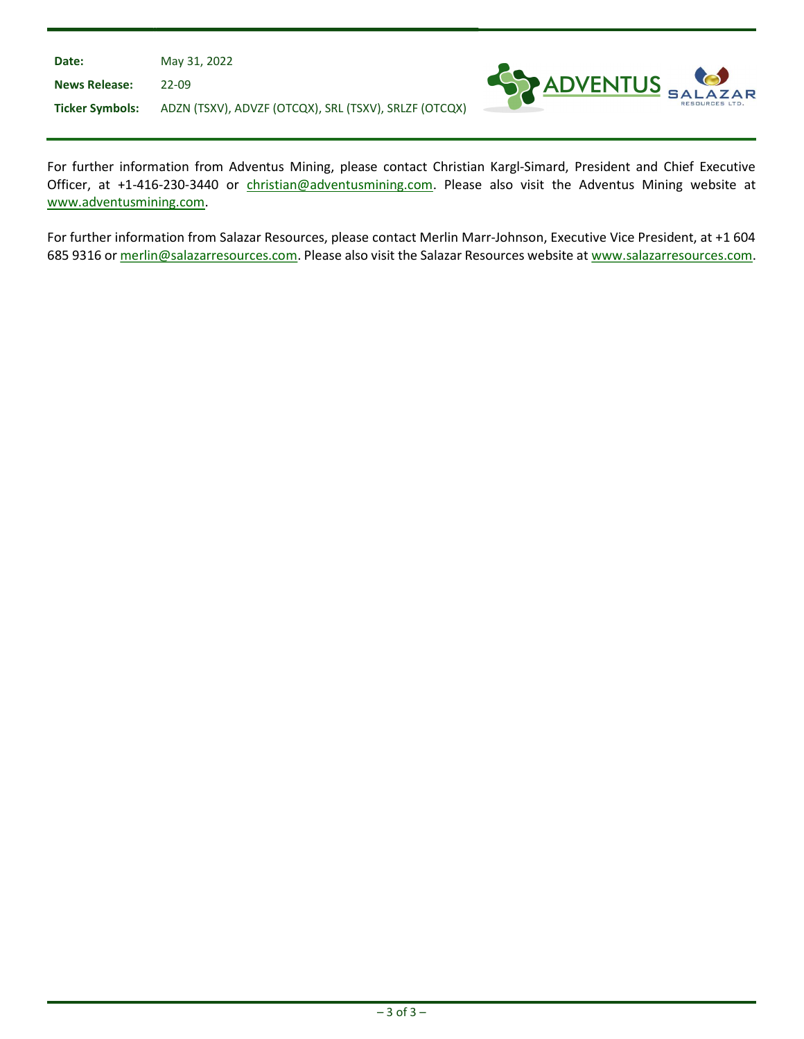For further information from Adventus Mining, please contact Christian Kargl-Simard, President and Chief Executive Officer, at +1-416-230-3440 or christian@adventusmining.com. Please also visit the Adventus Mining website at www.adventusmining.com.

For further information from Salazar Resources, please contact Merlin Marr-Johnson, Executive Vice President, at +1 604 685 9316 or merlin@salazarresources.com. Please also visit the Salazar Resources website at www.salazarresources.com.